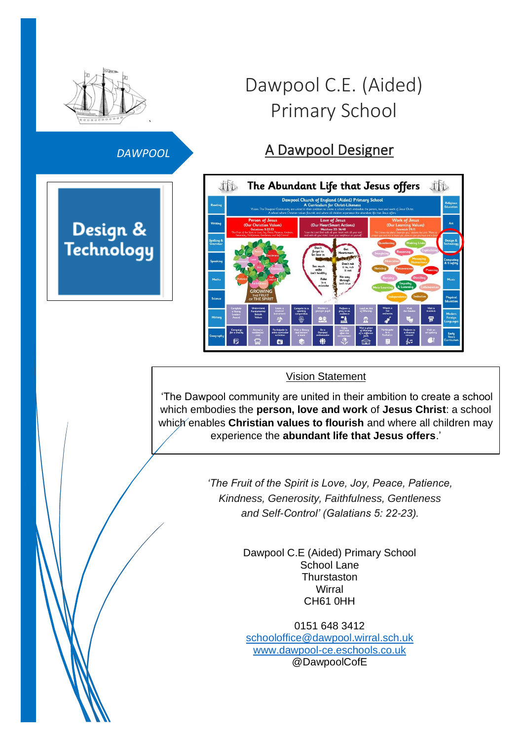# Dawpool C.E. (Aided) Primary School

DAWPOOL

Design & Technology

## A Dawpool Designer

### Vision Statement

'The Dawpool community are united in their ambition to create a school which embodies the **person, love and work** of **Jesus Christ**: a school which enables **Christian values to flourish** and where all children may experience the **abundant life that Jesus offers**.'

*'The Fruit of the Spirit is Love, Joy, Peace, Patience, Kindness, Generosity, Faithfulness, Gentleness and Self-Control' (Galatians 5: 22-23).*

Dawpool C.E (Aided) Primary School
School Lane
Thurstaston
Wirral
CH61 0HH

0151 648 3412
schooloffice@dawpool.wirral.sch.uk
www.dawpool-ce.eschools.co.uk
@DawpoolCofE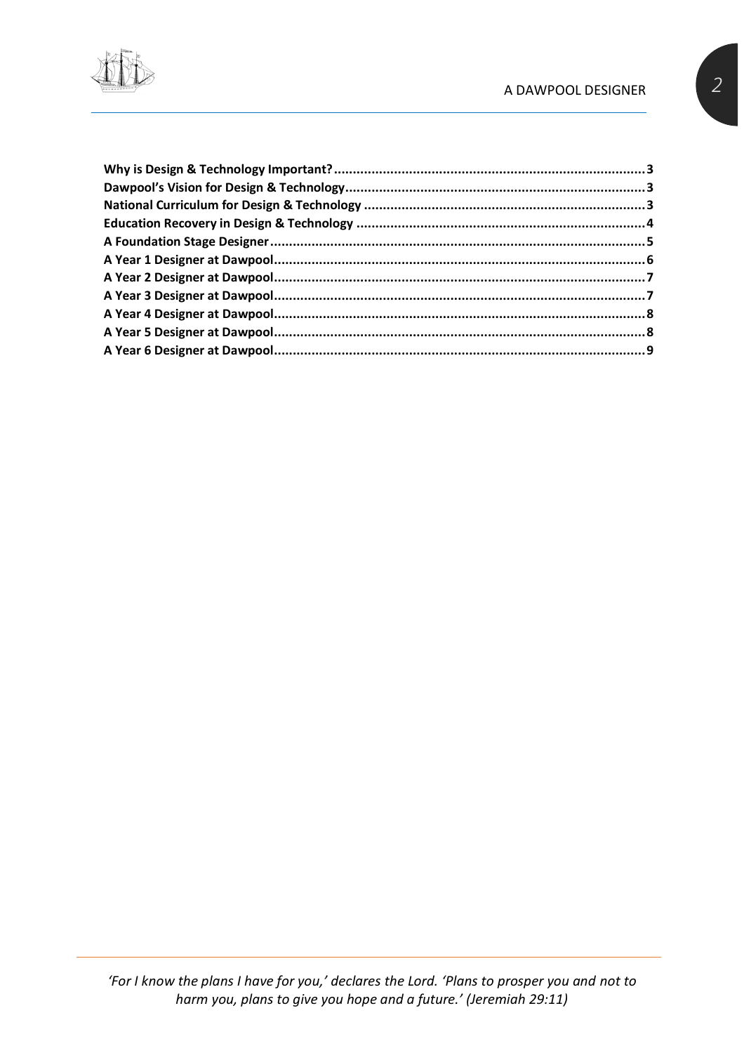**Why is Design & Technology Important?** .................................................................................. 3
**Dawpool's Vision for Design & Technology** .............................................................................. 3
**National Curriculum for Design & Technology** .......................................................................... 3
**Education Recovery in Design & Technology** ............................................................................ 4
**A Foundation Stage Designer** ................................................................................................... 5
**A Year 1 Designer at Dawpool** .................................................................................................. 6
**A Year 2 Designer at Dawpool** .................................................................................................. 7
**A Year 3 Designer at Dawpool** .................................................................................................. 7
**A Year 4 Designer at Dawpool** .................................................................................................. 8
**A Year 5 Designer at Dawpool** .................................................................................................. 8
**A Year 6 Designer at Dawpool** .................................................................................................. 9

*'For I know the plans I have for you,' declares the Lord. 'Plans to prosper you and not to harm you, plans to give you hope and a future.' (Jeremiah 29:11)*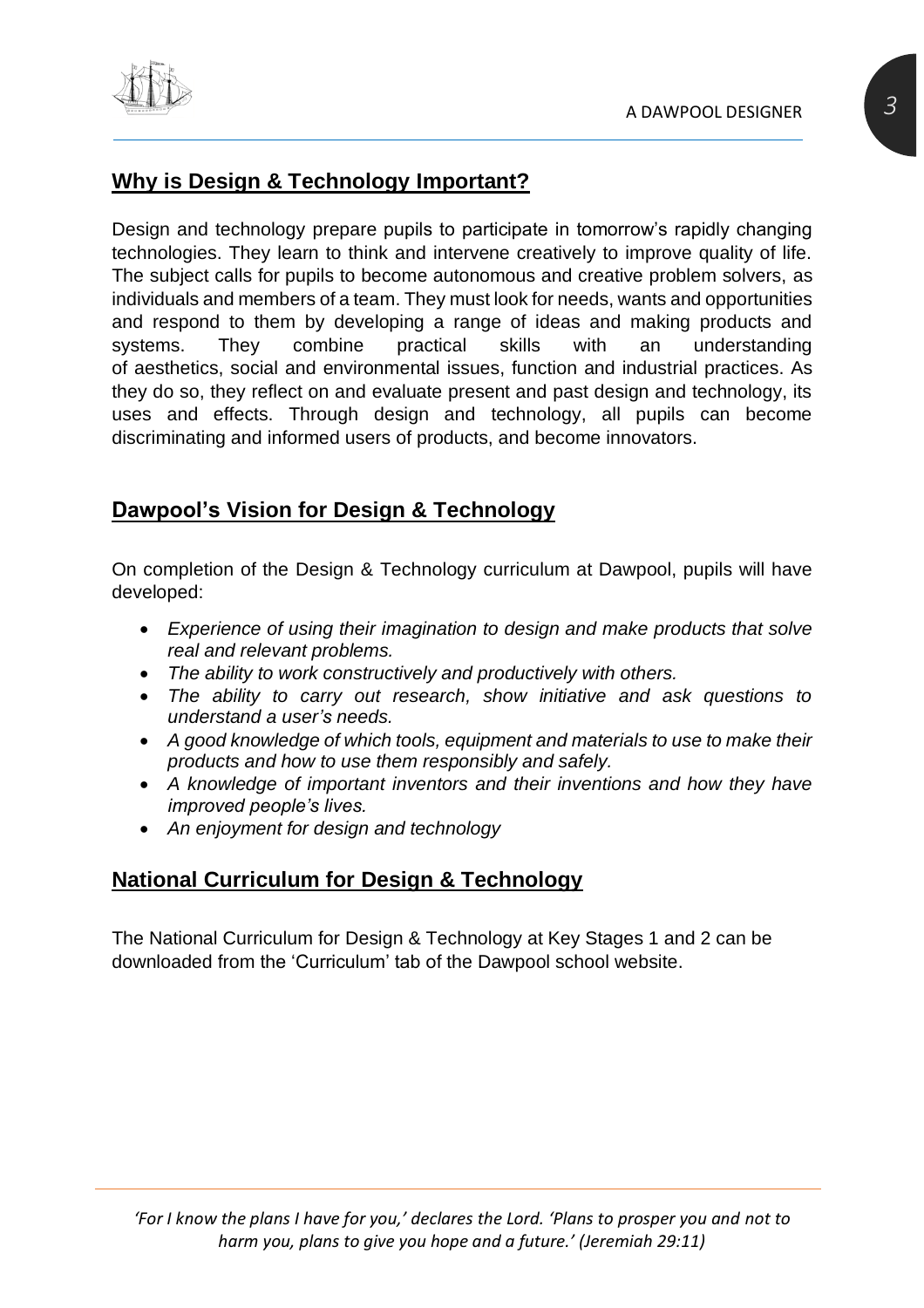## Why is Design & Technology Important?

Design and technology prepare pupils to participate in tomorrow's rapidly changing technologies. They learn to think and intervene creatively to improve quality of life. The subject calls for pupils to become autonomous and creative problem solvers, as individuals and members of a team. They must look for needs, wants and opportunities and respond to them by developing a range of ideas and making products and systems. They combine practical skills with an understanding of aesthetics, social and environmental issues, function and industrial practices. As they do so, they reflect on and evaluate present and past design and technology, its uses and effects. Through design and technology, all pupils can become discriminating and informed users of products, and become innovators.

## Dawpool's Vision for Design & Technology

On completion of the Design & Technology curriculum at Dawpool, pupils will have developed:

- *Experience of using their imagination to design and make products that solve real and relevant problems.*
- *The ability to work constructively and productively with others.*
- *The ability to carry out research, show initiative and ask questions to understand a user's needs.*
- *A good knowledge of which tools, equipment and materials to use to make their products and how to use them responsibly and safely.*
- *A knowledge of important inventors and their inventions and how they have improved people's lives.*
- *An enjoyment for design and technology*

## National Curriculum for Design & Technology

The National Curriculum for Design & Technology at Key Stages 1 and 2 can be downloaded from the 'Curriculum' tab of the Dawpool school website.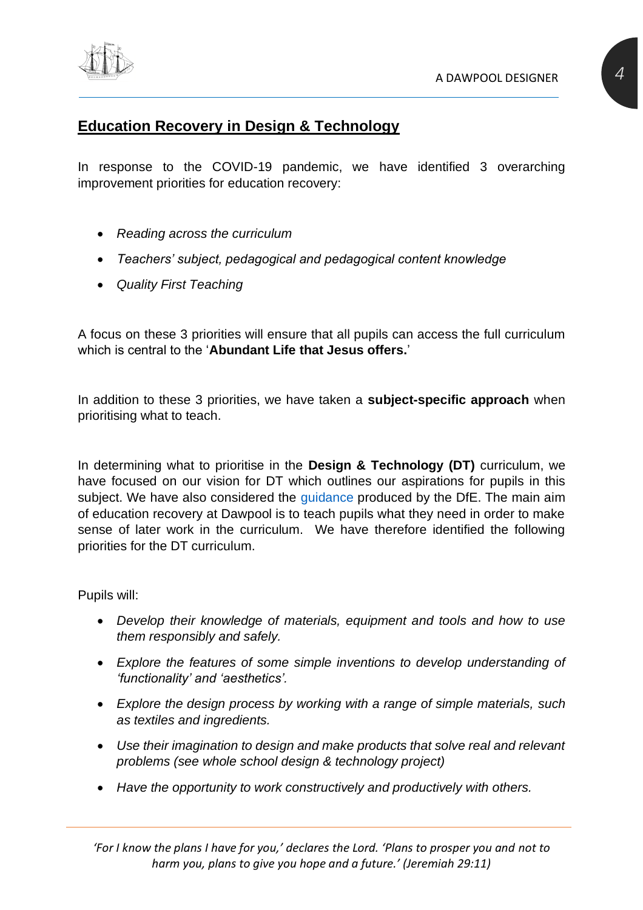## Education Recovery in Design & Technology

In response to the COVID-19 pandemic, we have identified 3 overarching improvement priorities for education recovery:

- *Reading across the curriculum*
- *Teachers' subject, pedagogical and pedagogical content knowledge*
- *Quality First Teaching*

A focus on these 3 priorities will ensure that all pupils can access the full curriculum which is central to the '**Abundant Life that Jesus offers.**'

In addition to these 3 priorities, we have taken a **subject-specific approach** when prioritising what to teach.

In determining what to prioritise in the **Design & Technology (DT)** curriculum, we have focused on our vision for DT which outlines our aspirations for pupils in this subject. We have also considered the guidance produced by the DfE. The main aim of education recovery at Dawpool is to teach pupils what they need in order to make sense of later work in the curriculum. We have therefore identified the following priorities for the DT curriculum.

Pupils will:

- *Develop their knowledge of materials, equipment and tools and how to use them responsibly and safely.*
- *Explore the features of some simple inventions to develop understanding of 'functionality' and 'aesthetics'.*
- *Explore the design process by working with a range of simple materials, such as textiles and ingredients.*
- *Use their imagination to design and make products that solve real and relevant problems (see whole school design & technology project)*
- *Have the opportunity to work constructively and productively with others.*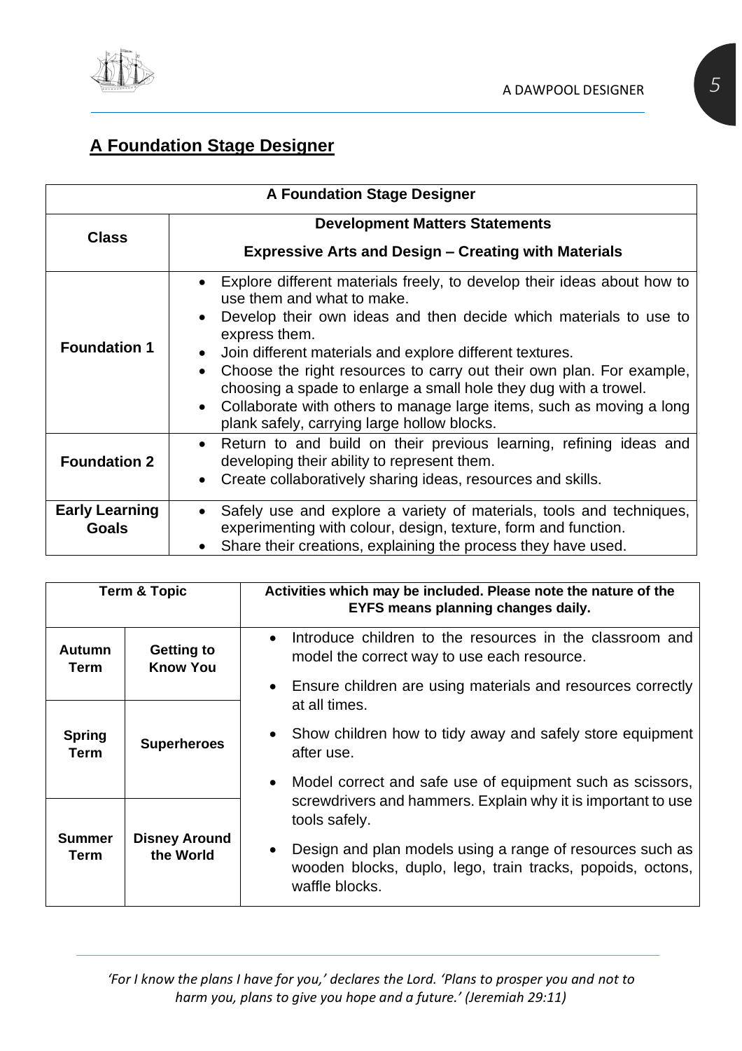## A Foundation Stage Designer

| A Foundation Stage Designer | |
|---|---|
| **Class** | **Development Matters Statements**<br>**Expressive Arts and Design – Creating with Materials** |
| **Foundation 1** | • Explore different materials freely, to develop their ideas about how to use them and what to make.<br>• Develop their own ideas and then decide which materials to use to express them.<br>• Join different materials and explore different textures.<br>• Choose the right resources to carry out their own plan. For example, choosing a spade to enlarge a small hole they dug with a trowel.<br>• Collaborate with others to manage large items, such as moving a long plank safely, carrying large hollow blocks. |
| **Foundation 2** | • Return to and build on their previous learning, refining ideas and developing their ability to represent them.<br>• Create collaboratively sharing ideas, resources and skills. |
| **Early Learning Goals** | • Safely use and explore a variety of materials, tools and techniques, experimenting with colour, design, texture, form and function.<br>• Share their creations, explaining the process they have used. |

| Term & Topic | | Activities which may be included. Please note the nature of the EYFS means planning changes daily. |
|---|---|---|
| **Autumn Term** | **Getting to Know You** | • Introduce children to the resources in the classroom and model the correct way to use each resource.<br>• Ensure children are using materials and resources correctly at all times.<br>• Show children how to tidy away and safely store equipment after use.<br>• Model correct and safe use of equipment such as scissors, screwdrivers and hammers. Explain why it is important to use tools safely.<br>• Design and plan models using a range of resources such as wooden blocks, duplo, lego, train tracks, popoids, octons, waffle blocks. |
| **Spring Term** | **Superheroes** | |
| **Summer Term** | **Disney Around the World** | |

*'For I know the plans I have for you,' declares the Lord. 'Plans to prosper you and not to harm you, plans to give you hope and a future.' (Jeremiah 29:11)*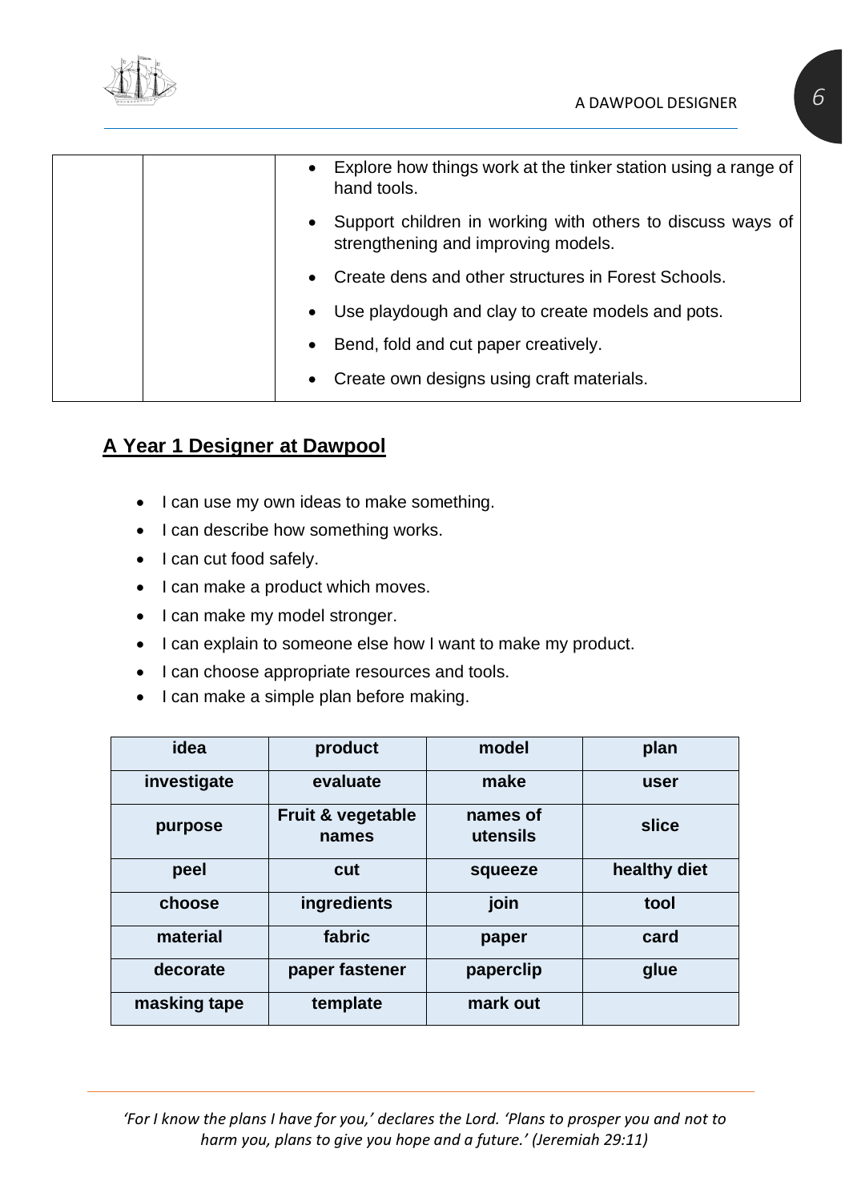| | | |
|---|---|---|
| | | • Explore how things work at the tinker station using a range of hand tools.<br>• Support children in working with others to discuss ways of strengthening and improving models.<br>• Create dens and other structures in Forest Schools.<br>• Use playdough and clay to create models and pots.<br>• Bend, fold and cut paper creatively.<br>• Create own designs using craft materials. |

## A Year 1 Designer at Dawpool

- I can use my own ideas to make something.
- I can describe how something works.
- I can cut food safely.
- I can make a product which moves.
- I can make my model stronger.
- I can explain to someone else how I want to make my product.
- I can choose appropriate resources and tools.
- I can make a simple plan before making.

| idea | product | model | plan |
|---|---|---|---|
| investigate | evaluate | make | user |
| purpose | Fruit & vegetable names | names of utensils | slice |
| peel | cut | squeeze | healthy diet |
| choose | ingredients | join | tool |
| material | fabric | paper | card |
| decorate | paper fastener | paperclip | glue |
| masking tape | template | mark out | |

*'For I know the plans I have for you,' declares the Lord. 'Plans to prosper you and not to harm you, plans to give you hope and a future.' (Jeremiah 29:11)*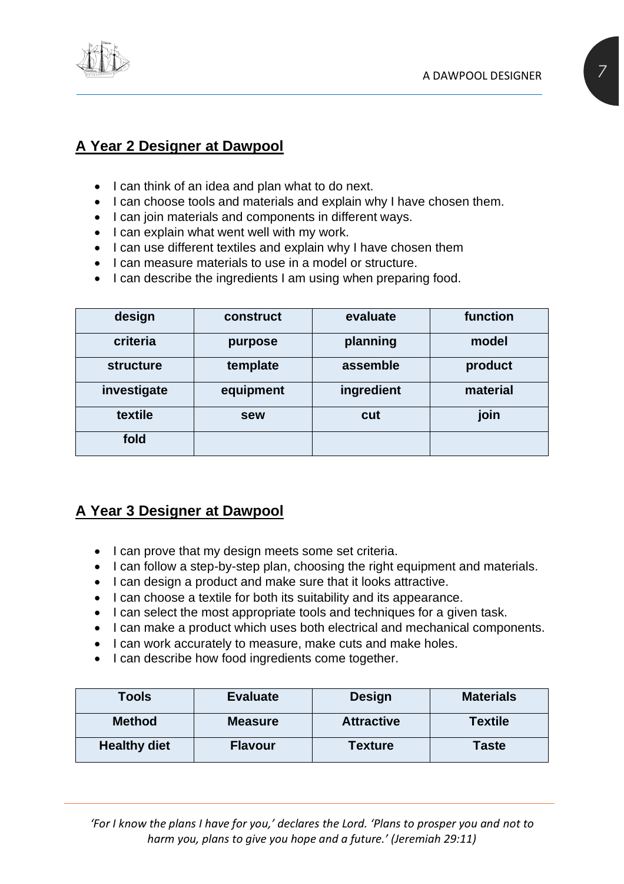## A Year 2 Designer at Dawpool

- I can think of an idea and plan what to do next.
- I can choose tools and materials and explain why I have chosen them.
- I can join materials and components in different ways.
- I can explain what went well with my work.
- I can use different textiles and explain why I have chosen them
- I can measure materials to use in a model or structure.
- I can describe the ingredients I am using when preparing food.

| design | construct | evaluate | function |
|---|---|---|---|
| criteria | purpose | planning | model |
| structure | template | assemble | product |
| investigate | equipment | ingredient | material |
| textile | sew | cut | join |
| fold | | | |

## A Year 3 Designer at Dawpool

- I can prove that my design meets some set criteria.
- I can follow a step-by-step plan, choosing the right equipment and materials.
- I can design a product and make sure that it looks attractive.
- I can choose a textile for both its suitability and its appearance.
- I can select the most appropriate tools and techniques for a given task.
- I can make a product which uses both electrical and mechanical components.
- I can work accurately to measure, make cuts and make holes.
- I can describe how food ingredients come together.

| Tools | Evaluate | Design | Materials |
|---|---|---|---|
| Method | Measure | Attractive | Textile |
| Healthy diet | Flavour | Texture | Taste |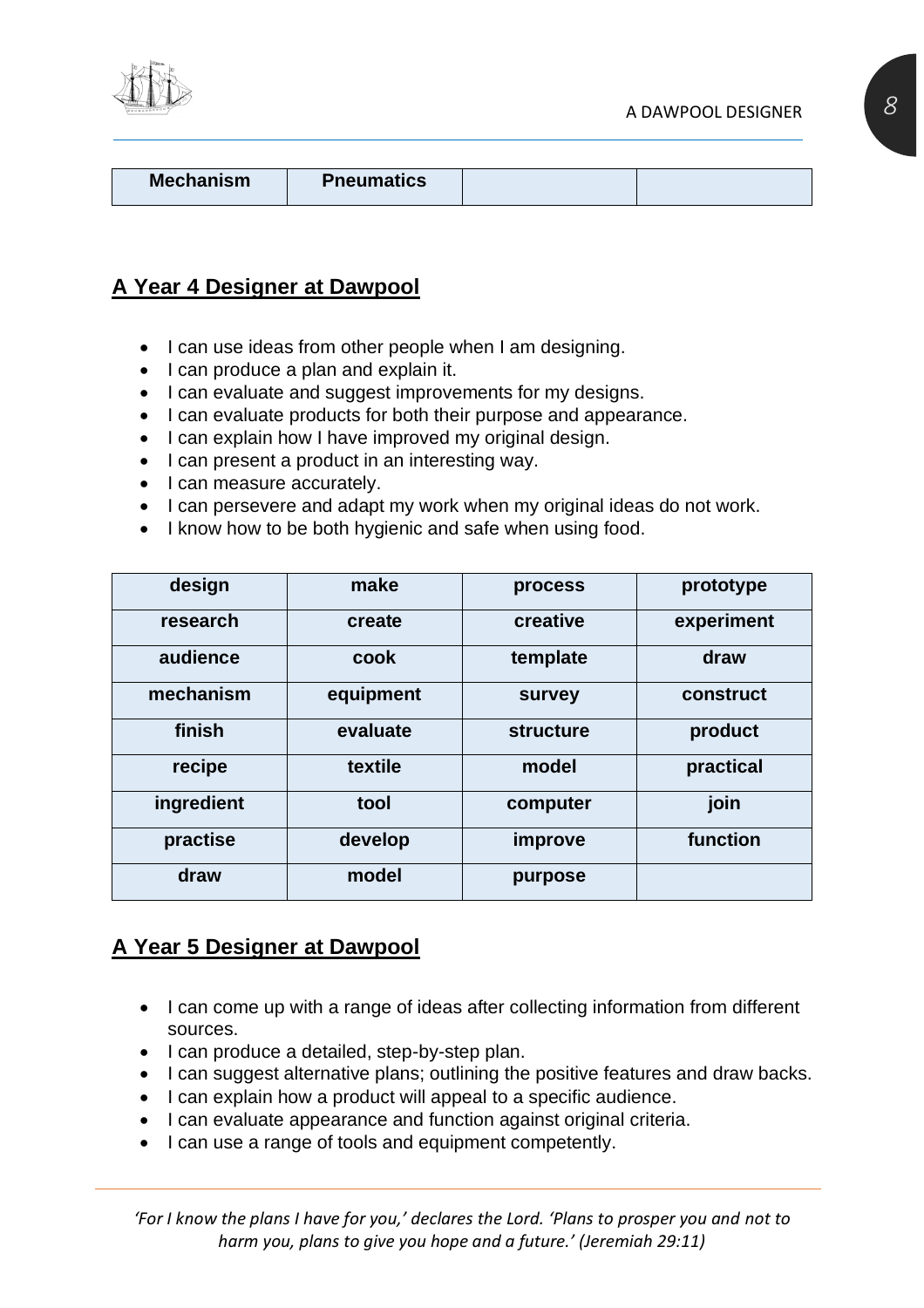| Mechanism | Pneumatics | | |
|---|---|---|---|

## A Year 4 Designer at Dawpool

- I can use ideas from other people when I am designing.
- I can produce a plan and explain it.
- I can evaluate and suggest improvements for my designs.
- I can evaluate products for both their purpose and appearance.
- I can explain how I have improved my original design.
- I can present a product in an interesting way.
- I can measure accurately.
- I can persevere and adapt my work when my original ideas do not work.
- I know how to be both hygienic and safe when using food.

| design | make | process | prototype |
|---|---|---|---|
| research | create | creative | experiment |
| audience | cook | template | draw |
| mechanism | equipment | survey | construct |
| finish | evaluate | structure | product |
| recipe | textile | model | practical |
| ingredient | tool | computer | join |
| practise | develop | improve | function |
| draw | model | purpose | |

## A Year 5 Designer at Dawpool

- I can come up with a range of ideas after collecting information from different sources.
- I can produce a detailed, step-by-step plan.
- I can suggest alternative plans; outlining the positive features and draw backs.
- I can explain how a product will appeal to a specific audience.
- I can evaluate appearance and function against original criteria.
- I can use a range of tools and equipment competently.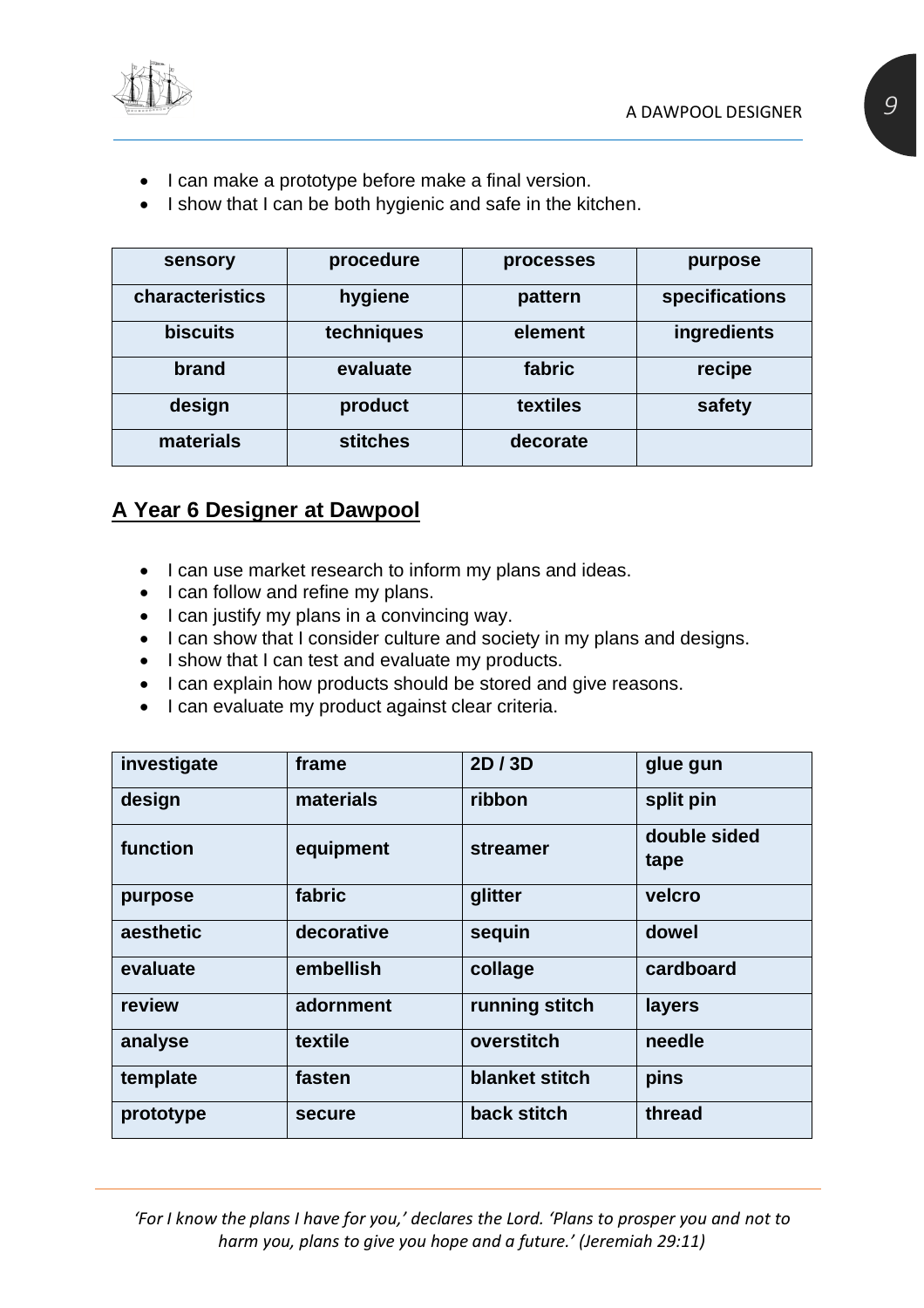- I can make a prototype before make a final version.
- I show that I can be both hygienic and safe in the kitchen.

| | | | |
|---|---|---|---|
| sensory | procedure | processes | purpose |
| characteristics | hygiene | pattern | specifications |
| biscuits | techniques | element | ingredients |
| brand | evaluate | fabric | recipe |
| design | product | textiles | safety |
| materials | stitches | decorate | |

## A Year 6 Designer at Dawpool

- I can use market research to inform my plans and ideas.
- I can follow and refine my plans.
- I can justify my plans in a convincing way.
- I can show that I consider culture and society in my plans and designs.
- I show that I can test and evaluate my products.
- I can explain how products should be stored and give reasons.
- I can evaluate my product against clear criteria.

| | | | |
|---|---|---|---|
| investigate | frame | 2D / 3D | glue gun |
| design | materials | ribbon | split pin |
| function | equipment | streamer | double sided tape |
| purpose | fabric | glitter | velcro |
| aesthetic | decorative | sequin | dowel |
| evaluate | embellish | collage | cardboard |
| review | adornment | running stitch | layers |
| analyse | textile | overstitch | needle |
| template | fasten | blanket stitch | pins |
| prototype | secure | back stitch | thread |

*'For I know the plans I have for you,' declares the Lord. 'Plans to prosper you and not to harm you, plans to give you hope and a future.' (Jeremiah 29:11)*